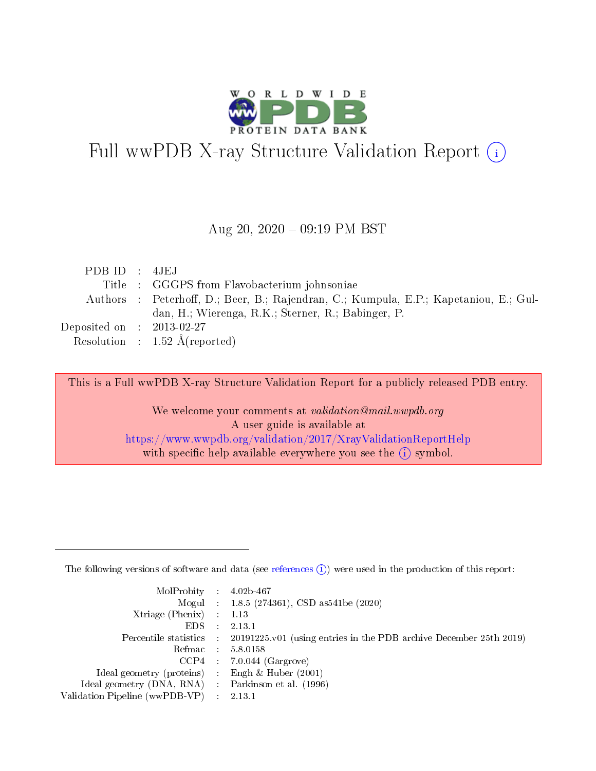# Full wwPDB X-ray Structure Validation Report (i)

Aug 20, 2020 – 09:19 PM BST

| | | |
|---|---|---|
| PDB ID | : | 4JEJ |
| Title | : | GGGPS from Flavobacterium johnsoniae |
| Authors | : | Peterhoff, D.; Beer, B.; Rajendran, C.; Kumpula, E.P.; Kapetaniou, E.; Guldan, H.; Wierenga, R.K.; Sterner, R.; Babinger, P. |
| Deposited on | : | 2013-02-27 |
| Resolution | : | 1.52 Å(reported) |

This is a Full wwPDB X-ray Structure Validation Report for a publicly released PDB entry.

We welcome your comments at *validation@mail.wwpdb.org*
A user guide is available at
https://www.wwpdb.org/validation/2017/XrayValidationReportHelp
with specific help available everywhere you see the (i) symbol.

---

The following versions of software and data (see references (i)) were used in the production of this report:

| | | |
|---|---|---|
| MolProbity | : | 4.02b-467 |
| Mogul | : | 1.8.5 (274361), CSD as541be (2020) |
| Xtriage (Phenix) | : | 1.13 |
| EDS | : | 2.13.1 |
| Percentile statistics | : | 20191225.v01 (using entries in the PDB archive December 25th 2019) |
| Refmac | : | 5.8.0158 |
| CCP4 | : | 7.0.044 (Gargrove) |
| Ideal geometry (proteins) | : | Engh & Huber (2001) |
| Ideal geometry (DNA, RNA) | : | Parkinson et al. (1996) |
| Validation Pipeline (wwPDB-VP) | : | 2.13.1 |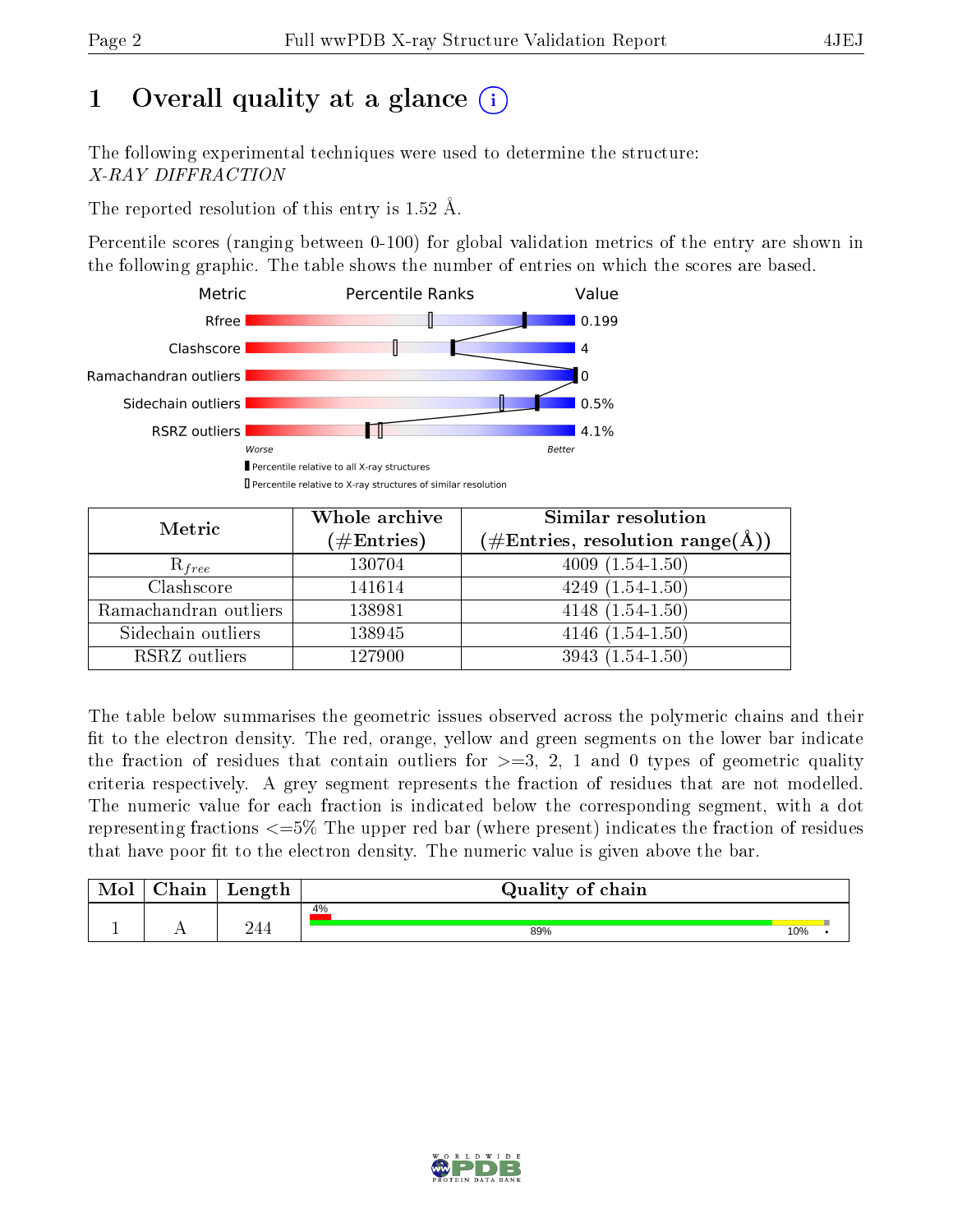# 1 Overall quality at a glance (i)

The following experimental techniques were used to determine the structure:
*X-RAY DIFFRACTION*

The reported resolution of this entry is 1.52 Å.

Percentile scores (ranging between 0-100) for global validation metrics of the entry are shown in the following graphic. The table shows the number of entries on which the scores are based.

| Metric | Value |
|---|---|
| Rfree | 0.199 |
| Clashscore | 4 |
| Ramachandran outliers | 0 |
| Sidechain outliers | 0.5% |
| RSRZ outliers | 4.1% |

Worse — Better

▮ Percentile relative to all X-ray structures
▯ Percentile relative to X-ray structures of similar resolution

| Metric | Whole archive (#Entries) | Similar resolution (#Entries, resolution range(Å)) |
|---|---|---|
| $R_{free}$ | 130704 | 4009 (1.54-1.50) |
| Clashscore | 141614 | 4249 (1.54-1.50) |
| Ramachandran outliers | 138981 | 4148 (1.54-1.50) |
| Sidechain outliers | 138945 | 4146 (1.54-1.50) |
| RSRZ outliers | 127900 | 3943 (1.54-1.50) |

The table below summarises the geometric issues observed across the polymeric chains and their fit to the electron density. The red, orange, yellow and green segments on the lower bar indicate the fraction of residues that contain outliers for >=3, 2, 1 and 0 types of geometric quality criteria respectively. A grey segment represents the fraction of residues that are not modelled. The numeric value for each fraction is indicated below the corresponding segment, with a dot representing fractions <=5% The upper red bar (where present) indicates the fraction of residues that have poor fit to the electron density. The numeric value is given above the bar.

| Mol | Chain | Length | Quality of chain |
|---|---|---|---|
| 1 | A | 244 | 4% (poor fit); 89% (green), 10% (yellow), • (grey) |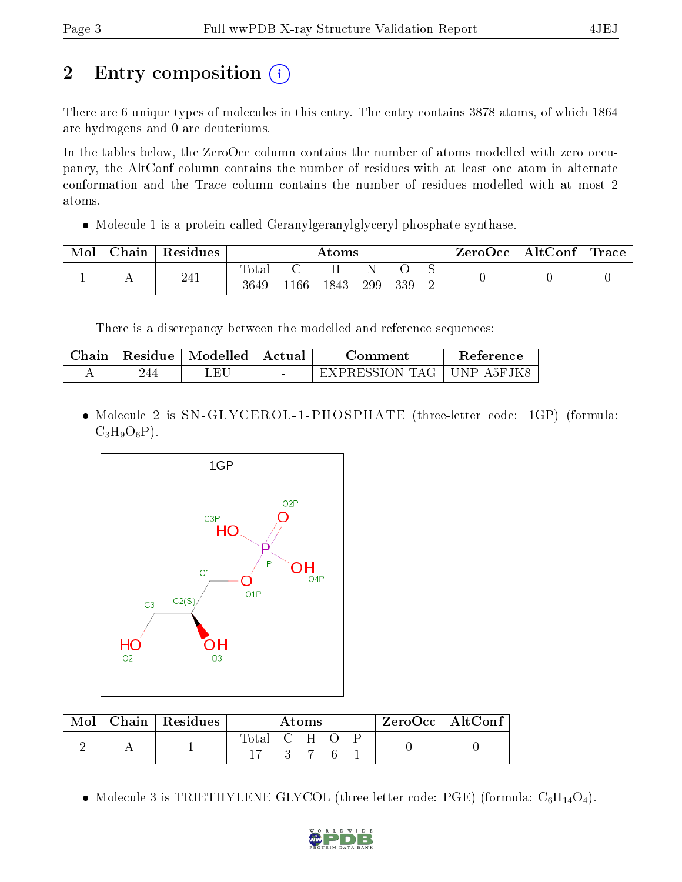## 2 Entry composition

There are 6 unique types of molecules in this entry. The entry contains 3878 atoms, of which 1864 are hydrogens and 0 are deuteriums.

In the tables below, the ZeroOcc column contains the number of atoms modelled with zero occupancy, the AltConf column contains the number of residues with at least one atom in alternate conformation and the Trace column contains the number of residues modelled with at most 2 atoms.

- Molecule 1 is a protein called Geranylgeranylglyceryl phosphate synthase.

| Mol | Chain | Residues | Atoms | | | | | | ZeroOcc | AltConf | Trace |
|---|---|---|---|---|---|---|---|---|---|---|---|
| | | | Total | C | H | N | O | S | | | |
| 1 | A | 241 | 3649 | 1166 | 1843 | 299 | 339 | 2 | 0 | 0 | 0 |

There is a discrepancy between the modelled and reference sequences:

| Chain | Residue | Modelled | Actual | Comment | Reference |
|---|---|---|---|---|---|
| A | 244 | LEU | - | EXPRESSION TAG | UNP A5FJK8 |

- Molecule 2 is SN-GLYCEROL-1-PHOSPHATE (three-letter code: 1GP) (formula: $C_3H_9O_6P$).

| Mol | Chain | Residues | Atoms | | | | | ZeroOcc | AltConf |
|---|---|---|---|---|---|---|---|---|---|
| | | | Total | C | H | O | P | | |
| 2 | A | 1 | 17 | 3 | 7 | 6 | 1 | 0 | 0 |

- Molecule 3 is TRIETHYLENE GLYCOL (three-letter code: PGE) (formula: $C_6H_{14}O_4$).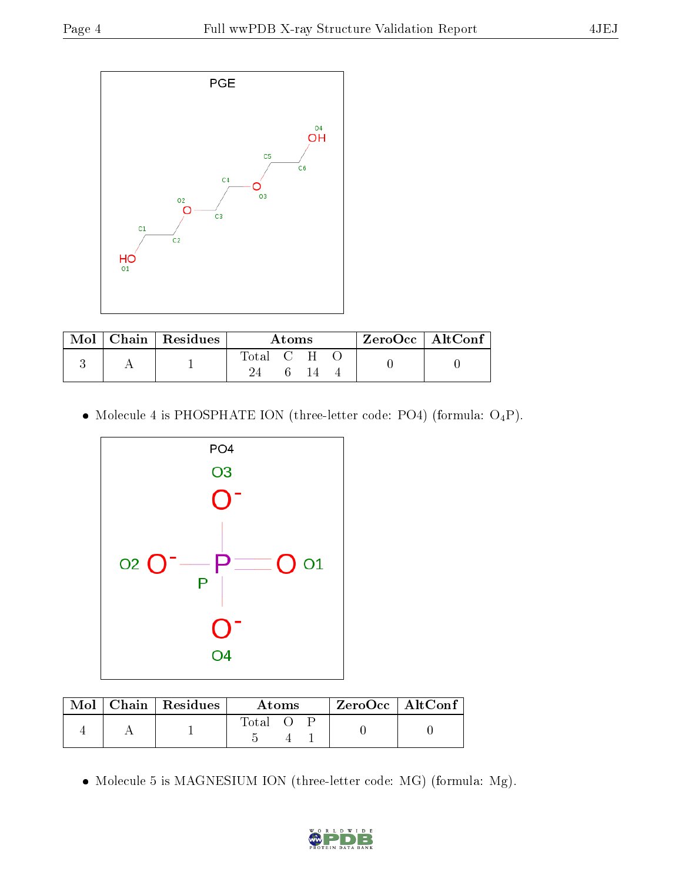| Mol | Chain | Residues | Atoms | | | | ZeroOcc | AltConf |
|---|---|---|---|---|---|---|---|---|
| | | | Total | C | H | O | | |
| 3 | A | 1 | 24 | 6 | 14 | 4 | 0 | 0 |

- Molecule 4 is PHOSPHATE ION (three-letter code: PO4) (formula: $O_4P$).

| Mol | Chain | Residues | Atoms | | | ZeroOcc | AltConf |
|---|---|---|---|---|---|---|---|
| | | | Total | O | P | | |
| 4 | A | 1 | 5 | 4 | 1 | 0 | 0 |

- Molecule 5 is MAGNESIUM ION (three-letter code: MG) (formula: Mg).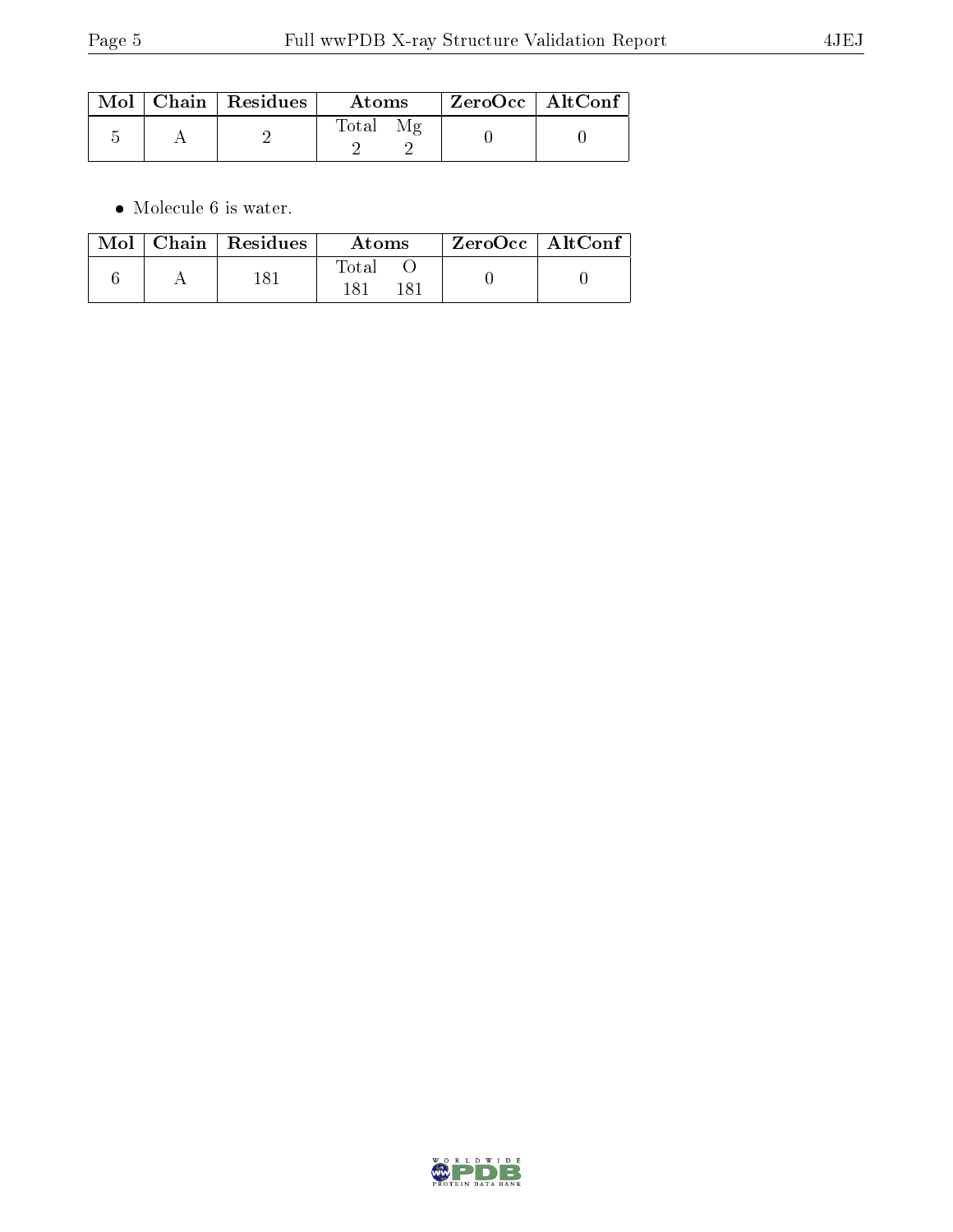| Mol | Chain | Residues | Atoms | | ZeroOcc | AltConf |
|---|---|---|---|---|---|---|
| | | | Total | Mg | | |
| 5 | A | 2 | 2 | 2 | 0 | 0 |

- Molecule 6 is water.

| Mol | Chain | Residues | Atoms | | ZeroOcc | AltConf |
|---|---|---|---|---|---|---|
| | | | Total | O | | |
| 6 | A | 181 | 181 | 181 | 0 | 0 |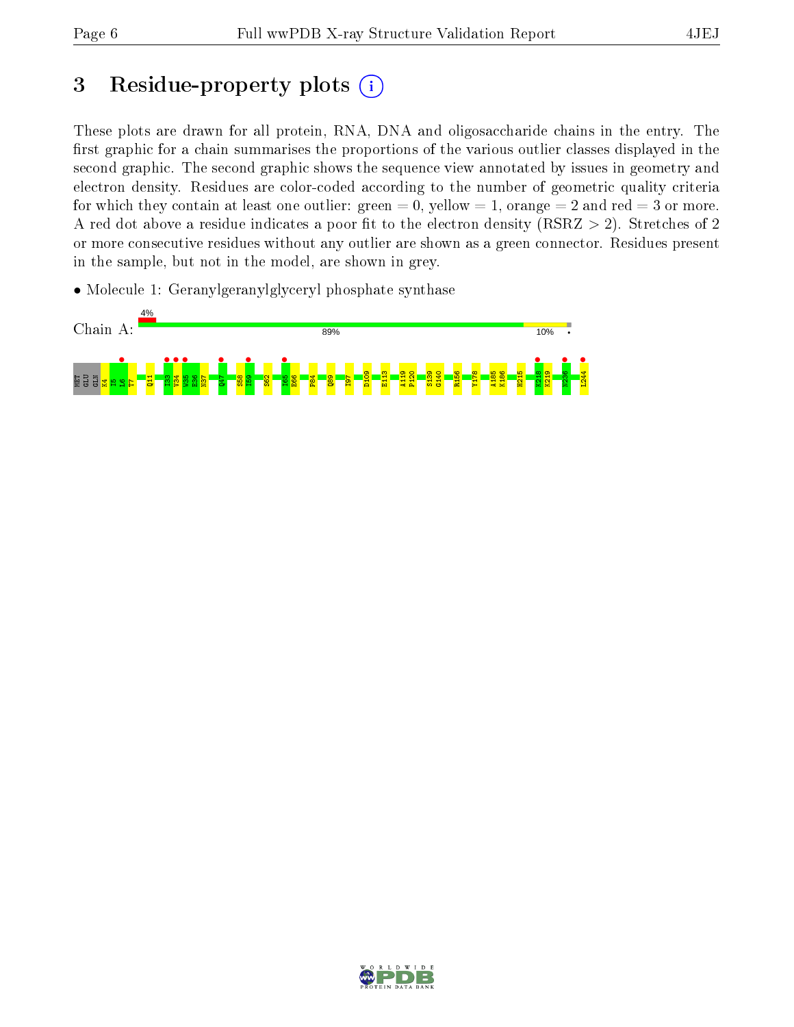# 3 Residue-property plots

These plots are drawn for all protein, RNA, DNA and oligosaccharide chains in the entry. The first graphic for a chain summarises the proportions of the various outlier classes displayed in the second graphic. The second graphic shows the sequence view annotated by issues in geometry and electron density. Residues are color-coded according to the number of geometric quality criteria for which they contain at least one outlier: green = 0, yellow = 1, orange = 2 and red = 3 or more. A red dot above a residue indicates a poor fit to the electron density (RSRZ > 2). Stretches of 2 or more consecutive residues without any outlier are shown as a green connector. Residues present in the sample, but not in the model, are shown in grey.

- Molecule 1: Geranylgeranylglyceryl phosphate synthase

Chain A: 4% | 89% | 10%

MET GLU GLN K4 I5 L6 T7 Q11 I33 V34 W35 E36 N37 Q47 S58 I59 S62 I65 E66 P84 Q89 I97 D109 E113 A119 P120 S139 G140 R156 Y178 A185 K186 H215 K218 K219 N236 L244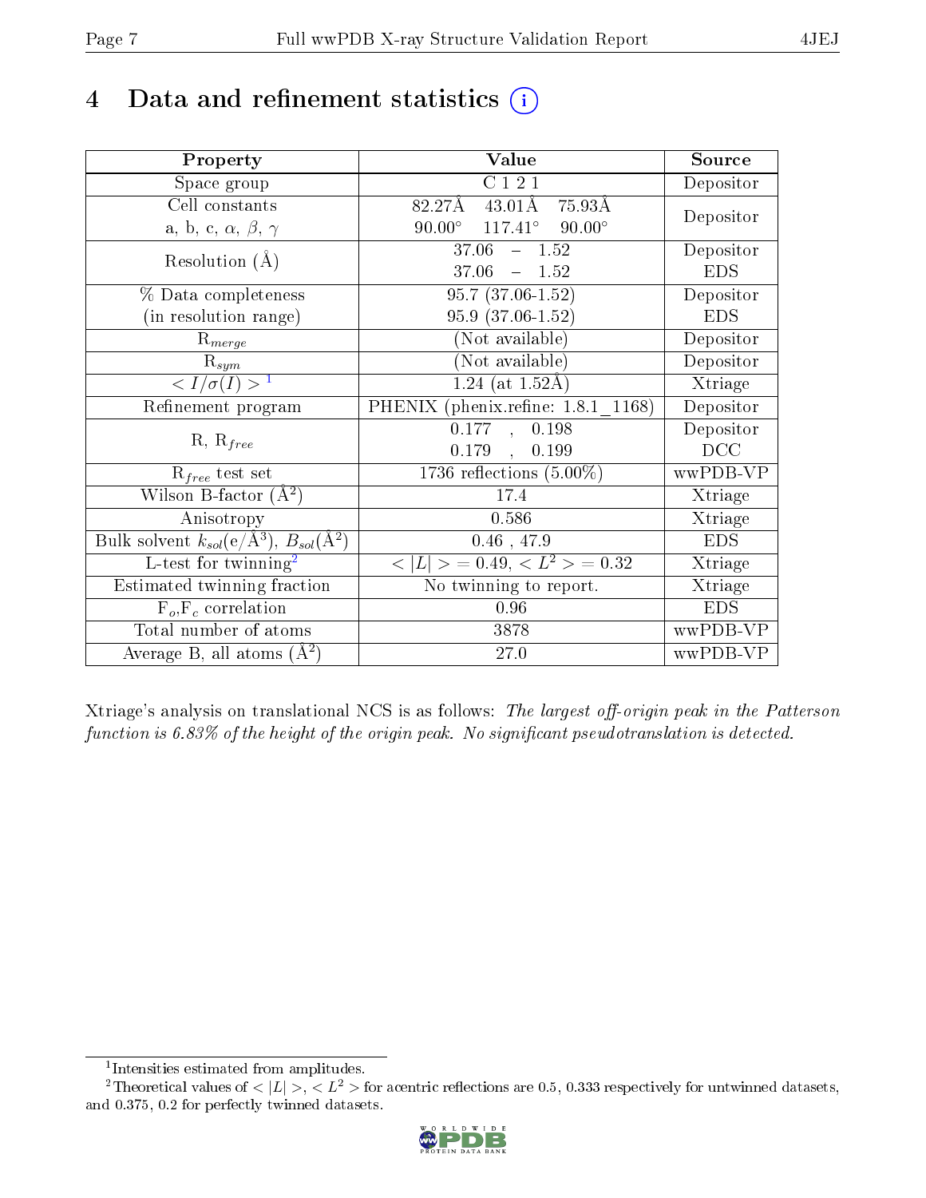# 4 Data and refinement statistics

| Property | Value | Source |
|---|---|---|
| Space group | C 1 2 1 | Depositor |
| Cell constants<br>a, b, c, $\alpha$, $\beta$, $\gamma$ | 82.27Å 43.01Å 75.93Å<br>90.00° 117.41° 90.00° | Depositor |
| Resolution (Å) | 37.06 – 1.52<br>37.06 – 1.52 | Depositor<br>EDS |
| % Data completeness<br>(in resolution range) | 95.7 (37.06-1.52)<br>95.9 (37.06-1.52) | Depositor<br>EDS |
| $R_{merge}$ | (Not available) | Depositor |
| $R_{sym}$ | (Not available) | Depositor |
| $< I/\sigma(I) >$ [1] | 1.24 (at 1.52Å) | Xtriage |
| Refinement program | PHENIX (phenix.refine: 1.8.1_1168) | Depositor |
| R, $R_{free}$ | 0.177 , 0.198<br>0.179 , 0.199 | Depositor<br>DCC |
| $R_{free}$ test set | 1736 reflections (5.00%) | wwPDB-VP |
| Wilson B-factor (Å$^2$) | 17.4 | Xtriage |
| Anisotropy | 0.586 | Xtriage |
| Bulk solvent $k_{sol}$(e/Å$^3$), $B_{sol}$(Å$^2$) | 0.46 , 47.9 | EDS |
| L-test for twinning[2] | $< \|L\| >$ = 0.49, $< L^2 >$ = 0.32 | Xtriage |
| Estimated twinning fraction | No twinning to report. | Xtriage |
| $F_o$,$F_c$ correlation | 0.96 | EDS |
| Total number of atoms | 3878 | wwPDB-VP |
| Average B, all atoms (Å$^2$) | 27.0 | wwPDB-VP |

Xtriage's analysis on translational NCS is as follows: *The largest off-origin peak in the Patterson function is 6.83% of the height of the origin peak. No significant pseudotranslation is detected.*

[1] Intensities estimated from amplitudes.

[2] Theoretical values of $< |L| >$, $< L^2 >$ for acentric reflections are 0.5, 0.333 respectively for untwinned datasets, and 0.375, 0.2 for perfectly twinned datasets.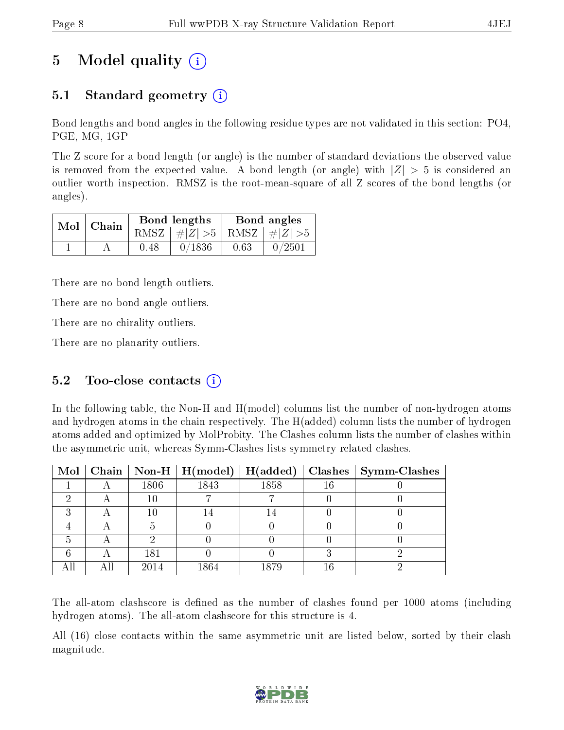# 5 Model quality

## 5.1 Standard geometry

Bond lengths and bond angles in the following residue types are not validated in this section: PO4, PGE, MG, 1GP

The Z score for a bond length (or angle) is the number of standard deviations the observed value is removed from the expected value. A bond length (or angle) with $|Z| > 5$ is considered an outlier worth inspection. RMSZ is the root-mean-square of all Z scores of the bond lengths (or angles).

| Mol | Chain | Bond lengths | | Bond angles | |
|---|---|---|---|---|---|
| | | RMSZ | #$\|Z\|$ >5 | RMSZ | #$\|Z\|$ >5 |
| 1 | A | 0.48 | 0/1836 | 0.63 | 0/2501 |

There are no bond length outliers.

There are no bond angle outliers.

There are no chirality outliers.

There are no planarity outliers.

## 5.2 Too-close contacts

In the following table, the Non-H and H(model) columns list the number of non-hydrogen atoms and hydrogen atoms in the chain respectively. The H(added) column lists the number of hydrogen atoms added and optimized by MolProbity. The Clashes column lists the number of clashes within the asymmetric unit, whereas Symm-Clashes lists symmetry related clashes.

| Mol | Chain | Non-H | H(model) | H(added) | Clashes | Symm-Clashes |
|---|---|---|---|---|---|---|
| 1 | A | 1806 | 1843 | 1858 | 16 | 0 |
| 2 | A | 10 | 7 | 7 | 0 | 0 |
| 3 | A | 10 | 14 | 14 | 0 | 0 |
| 4 | A | 5 | 0 | 0 | 0 | 0 |
| 5 | A | 2 | 0 | 0 | 0 | 0 |
| 6 | A | 181 | 0 | 0 | 3 | 2 |
| All | All | 2014 | 1864 | 1879 | 16 | 2 |

The all-atom clashscore is defined as the number of clashes found per 1000 atoms (including hydrogen atoms). The all-atom clashscore for this structure is 4.

All (16) close contacts within the same asymmetric unit are listed below, sorted by their clash magnitude.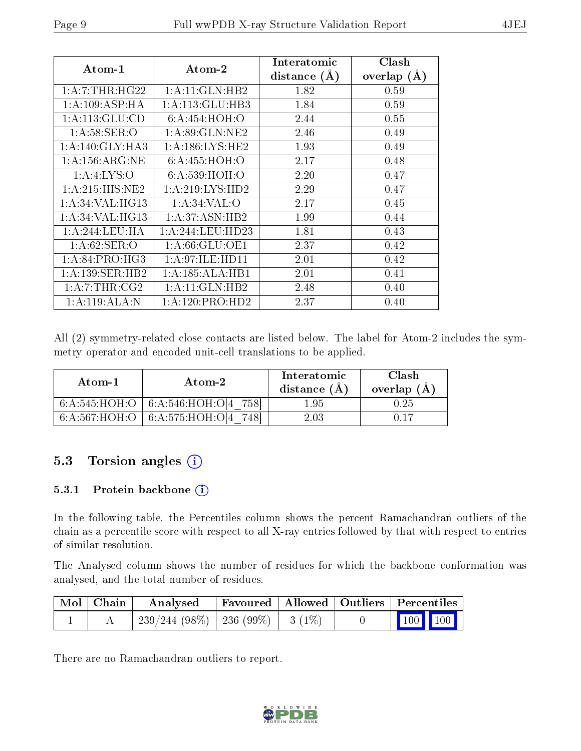| Atom-1 | Atom-2 | Interatomic distance (Å) | Clash overlap (Å) |
|---|---|---|---|
| 1:A:7:THR:HG22 | 1:A:11:GLN:HB2 | 1.82 | 0.59 |
| 1:A:109:ASP:HA | 1:A:113:GLU:HB3 | 1.84 | 0.59 |
| 1:A:113:GLU:CD | 6:A:454:HOH:O | 2.44 | 0.55 |
| 1:A:58:SER:O | 1:A:89:GLN:NE2 | 2.46 | 0.49 |
| 1:A:140:GLY:HA3 | 1:A:186:LYS:HE2 | 1.93 | 0.49 |
| 1:A:156:ARG:NE | 6:A:455:HOH:O | 2.17 | 0.48 |
| 1:A:4:LYS:O | 6:A:539:HOH:O | 2.20 | 0.47 |
| 1:A:215:HIS:NE2 | 1:A:219:LYS:HD2 | 2.29 | 0.47 |
| 1:A:34:VAL:HG13 | 1:A:34:VAL:O | 2.17 | 0.45 |
| 1:A:34:VAL:HG13 | 1:A:37:ASN:HB2 | 1.99 | 0.44 |
| 1:A:244:LEU:HA | 1:A:244:LEU:HD23 | 1.81 | 0.43 |
| 1:A:62:SER:O | 1:A:66:GLU:OE1 | 2.37 | 0.42 |
| 1:A:84:PRO:HG3 | 1:A:97:ILE:HD11 | 2.01 | 0.42 |
| 1:A:139:SER:HB2 | 1:A:185:ALA:HB1 | 2.01 | 0.41 |
| 1:A:7:THR:CG2 | 1:A:11:GLN:HB2 | 2.48 | 0.40 |
| 1:A:119:ALA:N | 1:A:120:PRO:HD2 | 2.37 | 0.40 |

All (2) symmetry-related close contacts are listed below. The label for Atom-2 includes the symmetry operator and encoded unit-cell translations to be applied.

| Atom-1 | Atom-2 | Interatomic distance (Å) | Clash overlap (Å) |
|---|---|---|---|
| 6:A:545:HOH:O | 6:A:546:HOH:O[4_758] | 1.95 | 0.25 |
| 6:A:567:HOH:O | 6:A:575:HOH:O[4_748] | 2.03 | 0.17 |

## 5.3 Torsion angles

### 5.3.1 Protein backbone

In the following table, the Percentiles column shows the percent Ramachandran outliers of the chain as a percentile score with respect to all X-ray entries followed by that with respect to entries of similar resolution.

The Analysed column shows the number of residues for which the backbone conformation was analysed, and the total number of residues.

| Mol | Chain | Analysed | Favoured | Allowed | Outliers | Percentiles | |
|---|---|---|---|---|---|---|---|
| 1 | A | 239/244 (98%) | 236 (99%) | 3 (1%) | 0 | 100 | 100 |

There are no Ramachandran outliers to report.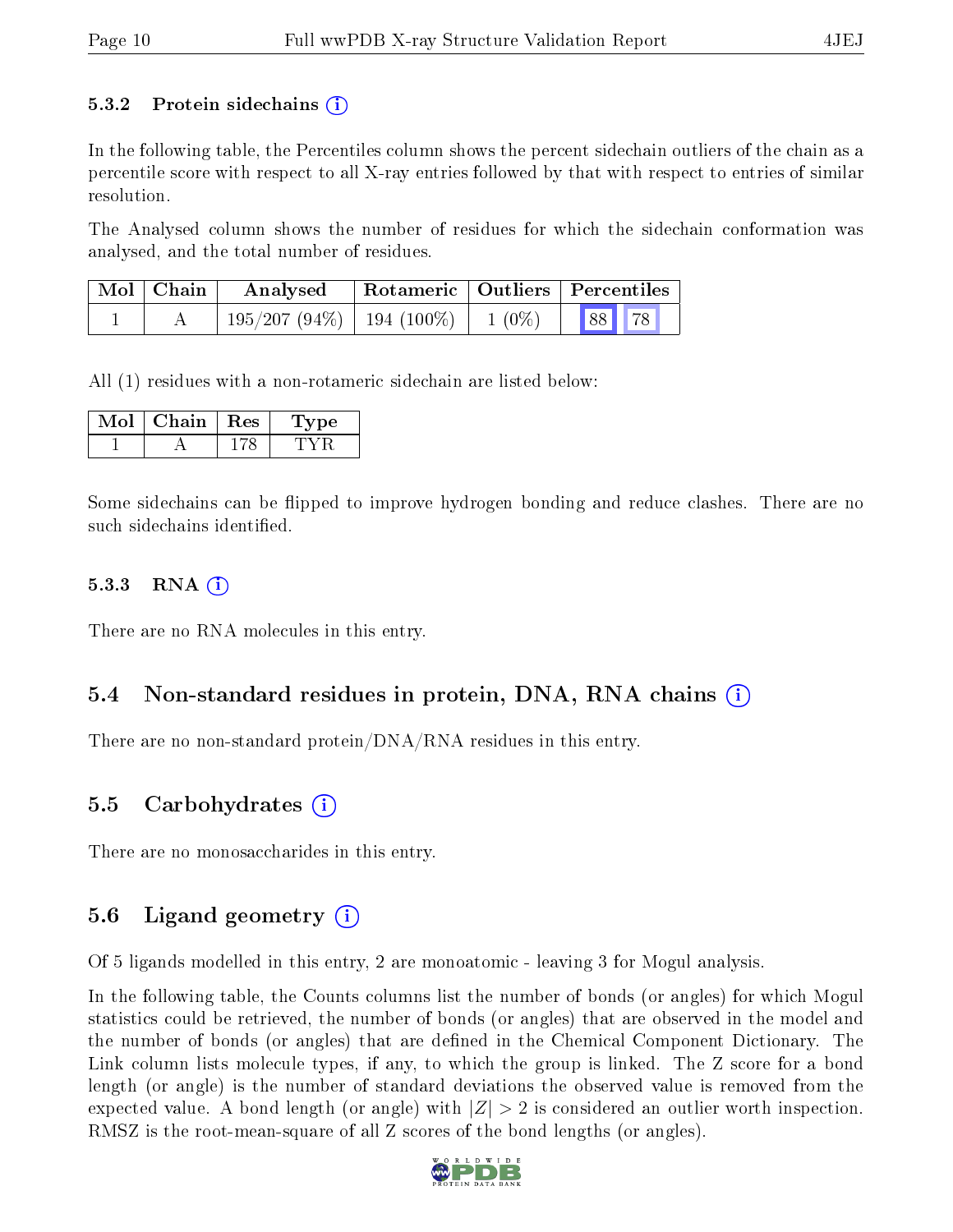### 5.3.2 Protein sidechains (i)

In the following table, the Percentiles column shows the percent sidechain outliers of the chain as a percentile score with respect to all X-ray entries followed by that with respect to entries of similar resolution.

The Analysed column shows the number of residues for which the sidechain conformation was analysed, and the total number of residues.

| Mol | Chain | Analysed | Rotameric | Outliers | Percentiles | |
|---|---|---|---|---|---|---|
| 1 | A | 195/207 (94%) | 194 (100%) | 1 (0%) | 88 | 78 |

All (1) residues with a non-rotameric sidechain are listed below:

| Mol | Chain | Res | Type |
|---|---|---|---|
| 1 | A | 178 | TYR |

Some sidechains can be flipped to improve hydrogen bonding and reduce clashes. There are no such sidechains identified.

### 5.3.3 RNA (i)

There are no RNA molecules in this entry.

## 5.4 Non-standard residues in protein, DNA, RNA chains (i)

There are no non-standard protein/DNA/RNA residues in this entry.

## 5.5 Carbohydrates (i)

There are no monosaccharides in this entry.

## 5.6 Ligand geometry (i)

Of 5 ligands modelled in this entry, 2 are monoatomic - leaving 3 for Mogul analysis.

In the following table, the Counts columns list the number of bonds (or angles) for which Mogul statistics could be retrieved, the number of bonds (or angles) that are observed in the model and the number of bonds (or angles) that are defined in the Chemical Component Dictionary. The Link column lists molecule types, if any, to which the group is linked. The Z score for a bond length (or angle) is the number of standard deviations the observed value is removed from the expected value. A bond length (or angle) with $|Z| > 2$ is considered an outlier worth inspection. RMSZ is the root-mean-square of all Z scores of the bond lengths (or angles).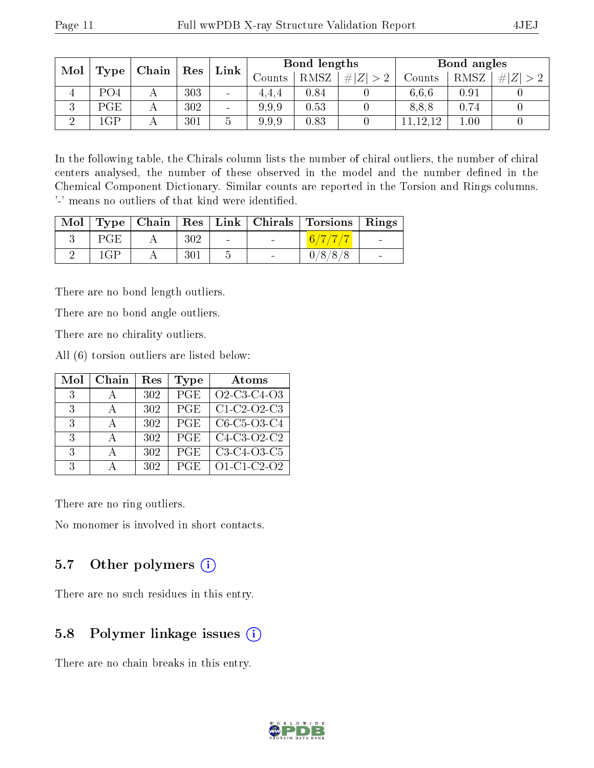| Mol | Type | Chain | Res | Link | Bond lengths | | | Bond angles | | |
|---|---|---|---|---|---|---|---|---|---|---|
| | | | | | Counts | RMSZ | #\|Z\| > 2 | Counts | RMSZ | #\|Z\| > 2 |
| 4 | PO4 | A | 303 | - | 4,4,4 | 0.84 | 0 | 6,6,6 | 0.91 | 0 |
| 3 | PGE | A | 302 | - | 9,9,9 | 0.53 | 0 | 8,8,8 | 0.74 | 0 |
| 2 | 1GP | A | 301 | 5 | 9,9,9 | 0.83 | 0 | 11,12,12 | 1.00 | 0 |

In the following table, the Chirals column lists the number of chiral outliers, the number of chiral centers analysed, the number of these observed in the model and the number defined in the Chemical Component Dictionary. Similar counts are reported in the Torsion and Rings columns. '-' means no outliers of that kind were identified.

| Mol | Type | Chain | Res | Link | Chirals | Torsions | Rings |
|---|---|---|---|---|---|---|---|
| 3 | PGE | A | 302 | - | - | 6/7/7/7 | - |
| 2 | 1GP | A | 301 | 5 | - | 0/8/8/8 | - |

There are no bond length outliers.

There are no bond angle outliers.

There are no chirality outliers.

All (6) torsion outliers are listed below:

| Mol | Chain | Res | Type | Atoms |
|---|---|---|---|---|
| 3 | A | 302 | PGE | O2-C3-C4-O3 |
| 3 | A | 302 | PGE | C1-C2-O2-C3 |
| 3 | A | 302 | PGE | C6-C5-O3-C4 |
| 3 | A | 302 | PGE | C4-C3-O2-C2 |
| 3 | A | 302 | PGE | C3-C4-O3-C5 |
| 3 | A | 302 | PGE | O1-C1-C2-O2 |

There are no ring outliers.

No monomer is involved in short contacts.

## 5.7 Other polymers

There are no such residues in this entry.

## 5.8 Polymer linkage issues

There are no chain breaks in this entry.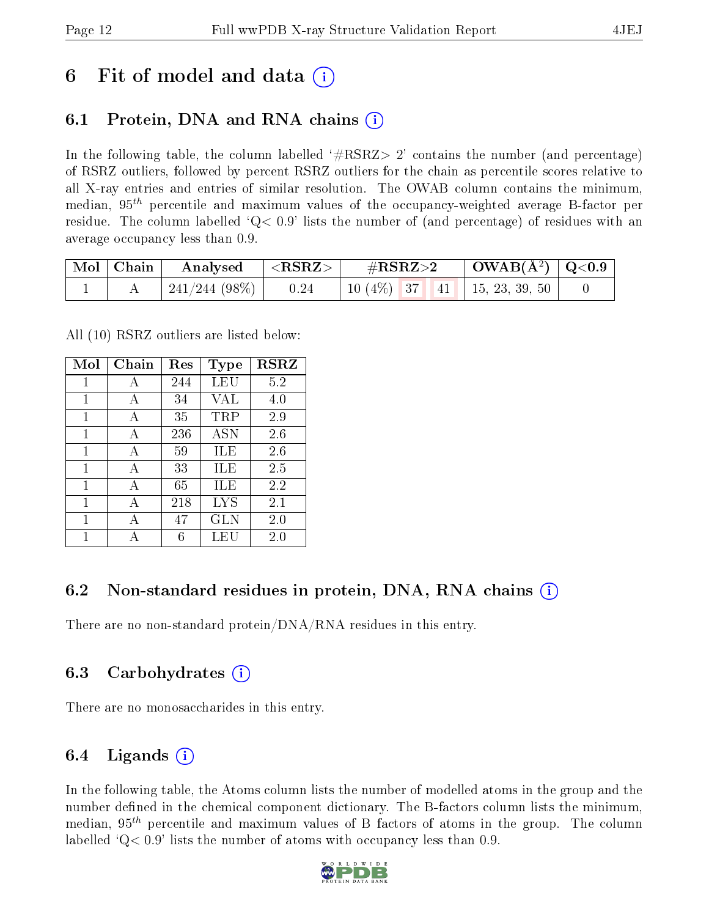# 6 Fit of model and data (i)

## 6.1 Protein, DNA and RNA chains (i)

In the following table, the column labelled '#RSRZ> 2' contains the number (and percentage) of RSRZ outliers, followed by percent RSRZ outliers for the chain as percentile scores relative to all X-ray entries and entries of similar resolution. The OWAB column contains the minimum, median, $95^{th}$ percentile and maximum values of the occupancy-weighted average B-factor per residue. The column labelled 'Q< 0.9' lists the number of (and percentage) of residues with an average occupancy less than 0.9.

| Mol | Chain | Analysed | <RSRZ> | #RSRZ>2 | | | OWAB(Å$^2$) | Q<0.9 |
|---|---|---|---|---|---|---|---|---|
| 1 | A | 241/244 (98%) | 0.24 | 10 (4%) | 37 | 41 | 15, 23, 39, 50 | 0 |

All (10) RSRZ outliers are listed below:

| Mol | Chain | Res | Type | RSRZ |
|---|---|---|---|---|
| 1 | A | 244 | LEU | 5.2 |
| 1 | A | 34 | VAL | 4.0 |
| 1 | A | 35 | TRP | 2.9 |
| 1 | A | 236 | ASN | 2.6 |
| 1 | A | 59 | ILE | 2.6 |
| 1 | A | 33 | ILE | 2.5 |
| 1 | A | 65 | ILE | 2.2 |
| 1 | A | 218 | LYS | 2.1 |
| 1 | A | 47 | GLN | 2.0 |
| 1 | A | 6 | LEU | 2.0 |

## 6.2 Non-standard residues in protein, DNA, RNA chains (i)

There are no non-standard protein/DNA/RNA residues in this entry.

## 6.3 Carbohydrates (i)

There are no monosaccharides in this entry.

## 6.4 Ligands (i)

In the following table, the Atoms column lists the number of modelled atoms in the group and the number defined in the chemical component dictionary. The B-factors column lists the minimum, median, $95^{th}$ percentile and maximum values of B factors of atoms in the group. The column labelled 'Q< 0.9' lists the number of atoms with occupancy less than 0.9.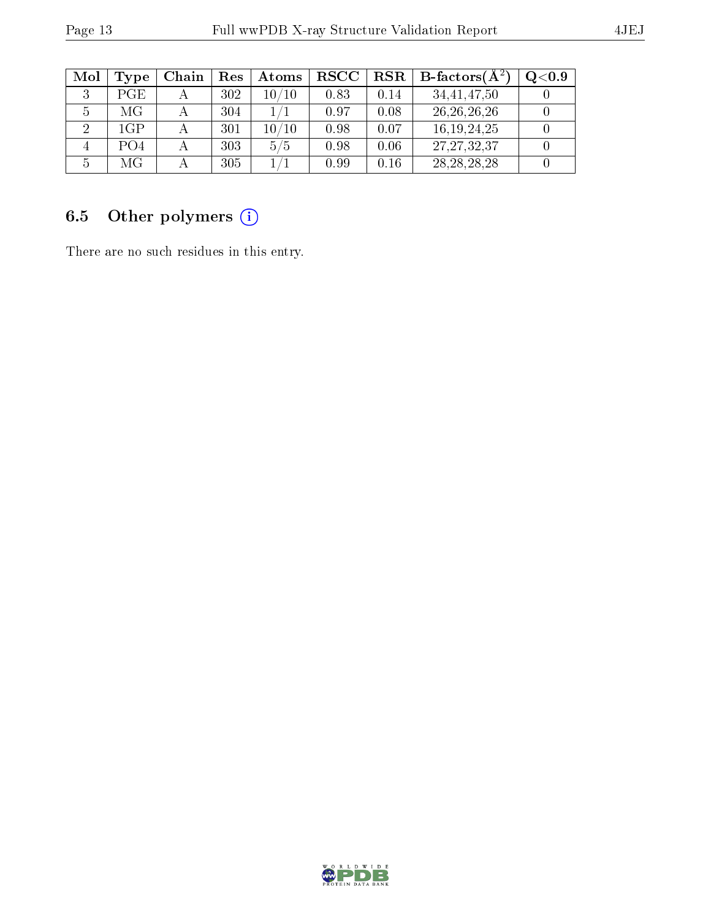| Mol | Type | Chain | Res | Atoms | RSCC | RSR | B-factors($Å^2$) | Q<0.9 |
|---|---|---|---|---|---|---|---|---|
| 3 | PGE | A | 302 | 10/10 | 0.83 | 0.14 | 34,41,47,50 | 0 |
| 5 | MG | A | 304 | 1/1 | 0.97 | 0.08 | 26,26,26,26 | 0 |
| 2 | 1GP | A | 301 | 10/10 | 0.98 | 0.07 | 16,19,24,25 | 0 |
| 4 | PO4 | A | 303 | 5/5 | 0.98 | 0.06 | 27,27,32,37 | 0 |
| 5 | MG | A | 305 | 1/1 | 0.99 | 0.16 | 28,28,28,28 | 0 |

### 6.5 Other polymers

There are no such residues in this entry.